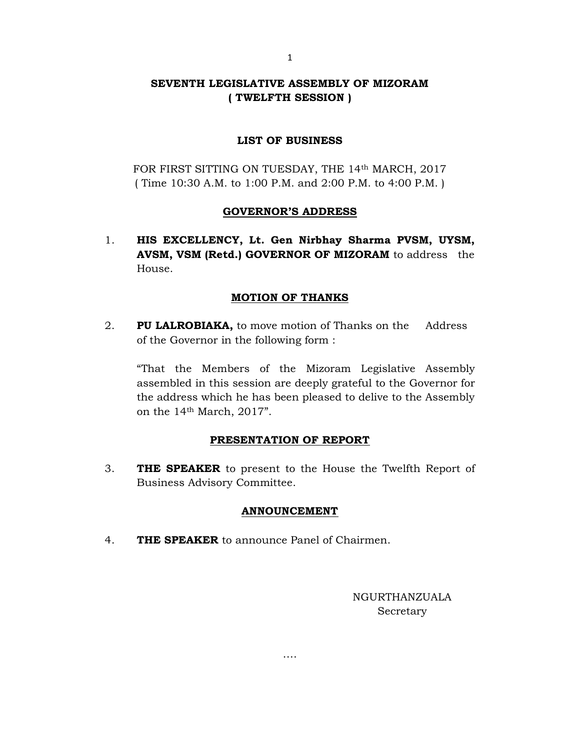# SEVENTH LEGISLATIVE ASSEMBLY OF MIZORAM
## ( TWELFTH SESSION )

### LIST OF BUSINESS

FOR FIRST SITTING ON TUESDAY, THE 14th MARCH, 2017
( Time 10:30 A.M. to 1:00 P.M. and 2:00 P.M. to 4:00 P.M. )

### GOVERNOR'S ADDRESS

1. **HIS EXCELLENCY, Lt. Gen Nirbhay Sharma PVSM, UYSM, AVSM, VSM (Retd.) GOVERNOR OF MIZORAM** to address the House.

### MOTION OF THANKS

2. **PU LALROBIAKA,** to move motion of Thanks on the Address of the Governor in the following form :

   "That the Members of the Mizoram Legislative Assembly assembled in this session are deeply grateful to the Governor for the address which he has been pleased to delive to the Assembly on the 14th March, 2017".

### PRESENTATION OF REPORT

3. **THE SPEAKER** to present to the House the Twelfth Report of Business Advisory Committee.

### ANNOUNCEMENT

4. **THE SPEAKER** to announce Panel of Chairmen.

NGURTHANZUALA
Secretary

....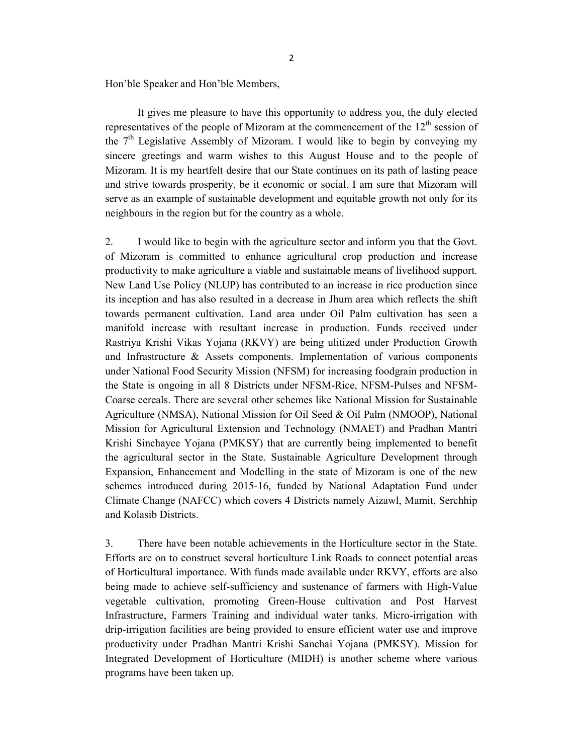Hon'ble Speaker and Hon'ble Members,

It gives me pleasure to have this opportunity to address you, the duly elected representatives of the people of Mizoram at the commencement of the 12th session of the 7th Legislative Assembly of Mizoram. I would like to begin by conveying my sincere greetings and warm wishes to this August House and to the people of Mizoram. It is my heartfelt desire that our State continues on its path of lasting peace and strive towards prosperity, be it economic or social. I am sure that Mizoram will serve as an example of sustainable development and equitable growth not only for its neighbours in the region but for the country as a whole.

2. I would like to begin with the agriculture sector and inform you that the Govt. of Mizoram is committed to enhance agricultural crop production and increase productivity to make agriculture a viable and sustainable means of livelihood support. New Land Use Policy (NLUP) has contributed to an increase in rice production since its inception and has also resulted in a decrease in Jhum area which reflects the shift towards permanent cultivation. Land area under Oil Palm cultivation has seen a manifold increase with resultant increase in production. Funds received under Rastriya Krishi Vikas Yojana (RKVY) are being ulitized under Production Growth and Infrastructure & Assets components. Implementation of various components under National Food Security Mission (NFSM) for increasing foodgrain production in the State is ongoing in all 8 Districts under NFSM-Rice, NFSM-Pulses and NFSM-Coarse cereals. There are several other schemes like National Mission for Sustainable Agriculture (NMSA), National Mission for Oil Seed & Oil Palm (NMOOP), National Mission for Agricultural Extension and Technology (NMAET) and Pradhan Mantri Krishi Sinchayee Yojana (PMKSY) that are currently being implemented to benefit the agricultural sector in the State. Sustainable Agriculture Development through Expansion, Enhancement and Modelling in the state of Mizoram is one of the new schemes introduced during 2015-16, funded by National Adaptation Fund under Climate Change (NAFCC) which covers 4 Districts namely Aizawl, Mamit, Serchhip and Kolasib Districts.

3. There have been notable achievements in the Horticulture sector in the State. Efforts are on to construct several horticulture Link Roads to connect potential areas of Horticultural importance. With funds made available under RKVY, efforts are also being made to achieve self-sufficiency and sustenance of farmers with High-Value vegetable cultivation, promoting Green-House cultivation and Post Harvest Infrastructure, Farmers Training and individual water tanks. Micro-irrigation with drip-irrigation facilities are being provided to ensure efficient water use and improve productivity under Pradhan Mantri Krishi Sanchai Yojana (PMKSY). Mission for Integrated Development of Horticulture (MIDH) is another scheme where various programs have been taken up.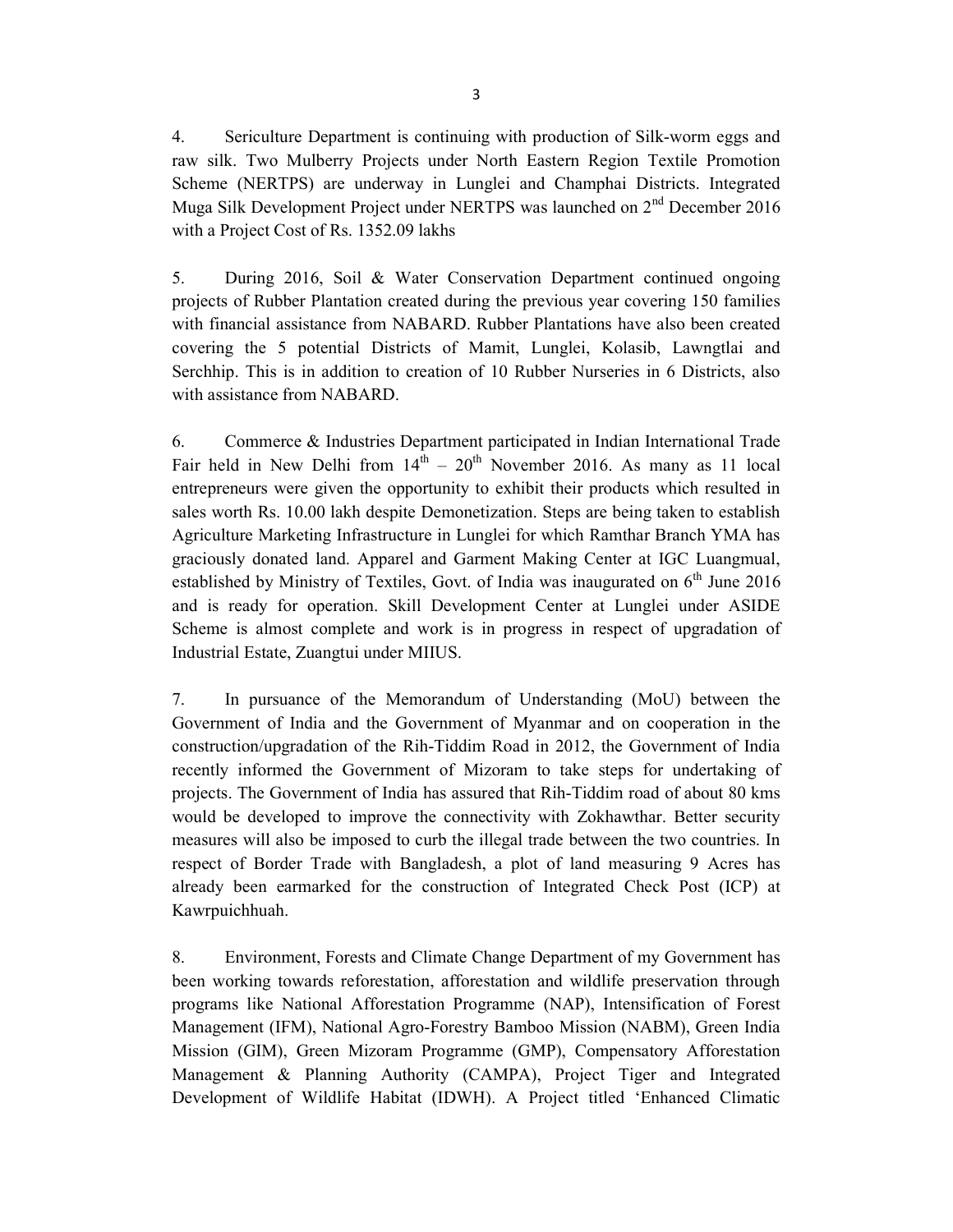4. Sericulture Department is continuing with production of Silk-worm eggs and raw silk. Two Mulberry Projects under North Eastern Region Textile Promotion Scheme (NERTPS) are underway in Lunglei and Champhai Districts. Integrated Muga Silk Development Project under NERTPS was launched on 2nd December 2016 with a Project Cost of Rs. 1352.09 lakhs

5. During 2016, Soil & Water Conservation Department continued ongoing projects of Rubber Plantation created during the previous year covering 150 families with financial assistance from NABARD. Rubber Plantations have also been created covering the 5 potential Districts of Mamit, Lunglei, Kolasib, Lawngtlai and Serchhip. This is in addition to creation of 10 Rubber Nurseries in 6 Districts, also with assistance from NABARD.

6. Commerce & Industries Department participated in Indian International Trade Fair held in New Delhi from 14th – 20th November 2016. As many as 11 local entrepreneurs were given the opportunity to exhibit their products which resulted in sales worth Rs. 10.00 lakh despite Demonetization. Steps are being taken to establish Agriculture Marketing Infrastructure in Lunglei for which Ramthar Branch YMA has graciously donated land. Apparel and Garment Making Center at IGC Luangmual, established by Ministry of Textiles, Govt. of India was inaugurated on 6th June 2016 and is ready for operation. Skill Development Center at Lunglei under ASIDE Scheme is almost complete and work is in progress in respect of upgradation of Industrial Estate, Zuangtui under MIIUS.

7. In pursuance of the Memorandum of Understanding (MoU) between the Government of India and the Government of Myanmar and on cooperation in the construction/upgradation of the Rih-Tiddim Road in 2012, the Government of India recently informed the Government of Mizoram to take steps for undertaking of projects. The Government of India has assured that Rih-Tiddim road of about 80 kms would be developed to improve the connectivity with Zokhawthar. Better security measures will also be imposed to curb the illegal trade between the two countries. In respect of Border Trade with Bangladesh, a plot of land measuring 9 Acres has already been earmarked for the construction of Integrated Check Post (ICP) at Kawrpuichhuah.

8. Environment, Forests and Climate Change Department of my Government has been working towards reforestation, afforestation and wildlife preservation through programs like National Afforestation Programme (NAP), Intensification of Forest Management (IFM), National Agro-Forestry Bamboo Mission (NABM), Green India Mission (GIM), Green Mizoram Programme (GMP), Compensatory Afforestation Management & Planning Authority (CAMPA), Project Tiger and Integrated Development of Wildlife Habitat (IDWH). A Project titled 'Enhanced Climatic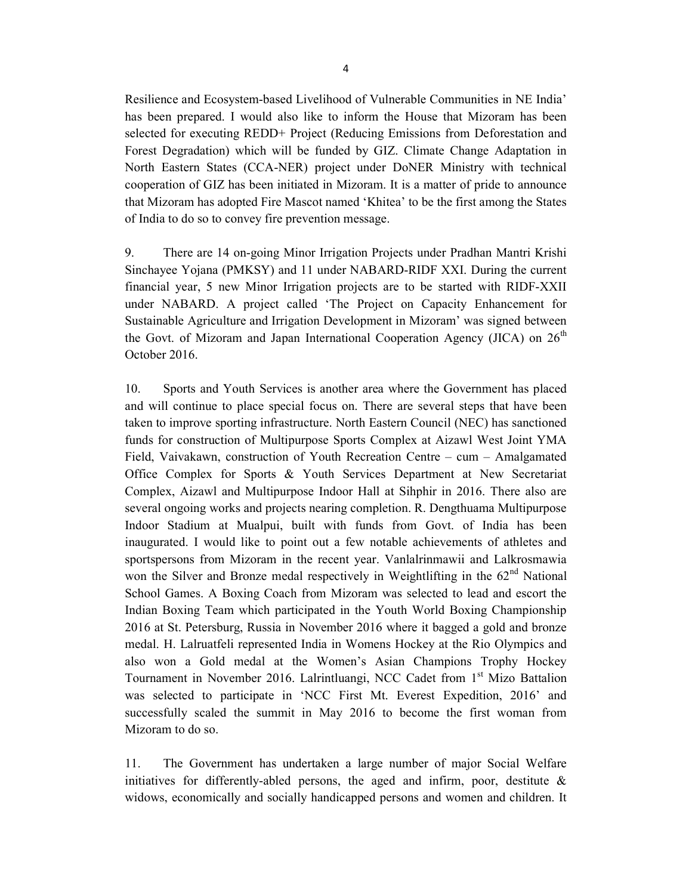Resilience and Ecosystem-based Livelihood of Vulnerable Communities in NE India' has been prepared. I would also like to inform the House that Mizoram has been selected for executing REDD+ Project (Reducing Emissions from Deforestation and Forest Degradation) which will be funded by GIZ. Climate Change Adaptation in North Eastern States (CCA-NER) project under DoNER Ministry with technical cooperation of GIZ has been initiated in Mizoram. It is a matter of pride to announce that Mizoram has adopted Fire Mascot named 'Khitea' to be the first among the States of India to do so to convey fire prevention message.

9. There are 14 on-going Minor Irrigation Projects under Pradhan Mantri Krishi Sinchayee Yojana (PMKSY) and 11 under NABARD-RIDF XXI. During the current financial year, 5 new Minor Irrigation projects are to be started with RIDF-XXII under NABARD. A project called 'The Project on Capacity Enhancement for Sustainable Agriculture and Irrigation Development in Mizoram' was signed between the Govt. of Mizoram and Japan International Cooperation Agency (JICA) on 26th October 2016.

10. Sports and Youth Services is another area where the Government has placed and will continue to place special focus on. There are several steps that have been taken to improve sporting infrastructure. North Eastern Council (NEC) has sanctioned funds for construction of Multipurpose Sports Complex at Aizawl West Joint YMA Field, Vaivakawn, construction of Youth Recreation Centre – cum – Amalgamated Office Complex for Sports & Youth Services Department at New Secretariat Complex, Aizawl and Multipurpose Indoor Hall at Sihphir in 2016. There also are several ongoing works and projects nearing completion. R. Dengthuama Multipurpose Indoor Stadium at Mualpui, built with funds from Govt. of India has been inaugurated. I would like to point out a few notable achievements of athletes and sportspersons from Mizoram in the recent year. Vanlalrinmawii and Lalkrosmawia won the Silver and Bronze medal respectively in Weightlifting in the 62nd National School Games. A Boxing Coach from Mizoram was selected to lead and escort the Indian Boxing Team which participated in the Youth World Boxing Championship 2016 at St. Petersburg, Russia in November 2016 where it bagged a gold and bronze medal. H. Lalruatfeli represented India in Womens Hockey at the Rio Olympics and also won a Gold medal at the Women's Asian Champions Trophy Hockey Tournament in November 2016. Lalrintluangi, NCC Cadet from 1st Mizo Battalion was selected to participate in 'NCC First Mt. Everest Expedition, 2016' and successfully scaled the summit in May 2016 to become the first woman from Mizoram to do so.

11. The Government has undertaken a large number of major Social Welfare initiatives for differently-abled persons, the aged and infirm, poor, destitute & widows, economically and socially handicapped persons and women and children. It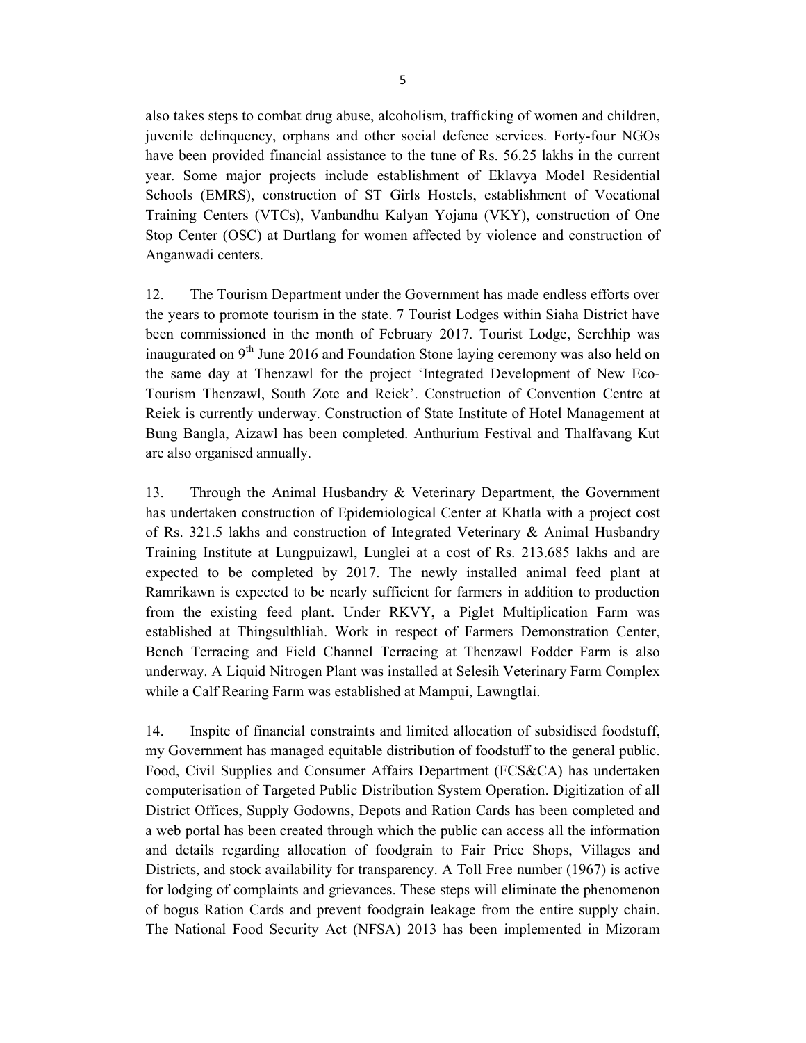also takes steps to combat drug abuse, alcoholism, trafficking of women and children, juvenile delinquency, orphans and other social defence services. Forty-four NGOs have been provided financial assistance to the tune of Rs. 56.25 lakhs in the current year. Some major projects include establishment of Eklavya Model Residential Schools (EMRS), construction of ST Girls Hostels, establishment of Vocational Training Centers (VTCs), Vanbandhu Kalyan Yojana (VKY), construction of One Stop Center (OSC) at Durtlang for women affected by violence and construction of Anganwadi centers.

12. The Tourism Department under the Government has made endless efforts over the years to promote tourism in the state. 7 Tourist Lodges within Siaha District have been commissioned in the month of February 2017. Tourist Lodge, Serchhip was inaugurated on 9th June 2016 and Foundation Stone laying ceremony was also held on the same day at Thenzawl for the project 'Integrated Development of New Eco-Tourism Thenzawl, South Zote and Reiek'. Construction of Convention Centre at Reiek is currently underway. Construction of State Institute of Hotel Management at Bung Bangla, Aizawl has been completed. Anthurium Festival and Thalfavang Kut are also organised annually.

13. Through the Animal Husbandry & Veterinary Department, the Government has undertaken construction of Epidemiological Center at Khatla with a project cost of Rs. 321.5 lakhs and construction of Integrated Veterinary & Animal Husbandry Training Institute at Lungpuizawl, Lunglei at a cost of Rs. 213.685 lakhs and are expected to be completed by 2017. The newly installed animal feed plant at Ramrikawn is expected to be nearly sufficient for farmers in addition to production from the existing feed plant. Under RKVY, a Piglet Multiplication Farm was established at Thingsulthliah. Work in respect of Farmers Demonstration Center, Bench Terracing and Field Channel Terracing at Thenzawl Fodder Farm is also underway. A Liquid Nitrogen Plant was installed at Selesih Veterinary Farm Complex while a Calf Rearing Farm was established at Mampui, Lawngtlai.

14. Inspite of financial constraints and limited allocation of subsidised foodstuff, my Government has managed equitable distribution of foodstuff to the general public. Food, Civil Supplies and Consumer Affairs Department (FCS&CA) has undertaken computerisation of Targeted Public Distribution System Operation. Digitization of all District Offices, Supply Godowns, Depots and Ration Cards has been completed and a web portal has been created through which the public can access all the information and details regarding allocation of foodgrain to Fair Price Shops, Villages and Districts, and stock availability for transparency. A Toll Free number (1967) is active for lodging of complaints and grievances. These steps will eliminate the phenomenon of bogus Ration Cards and prevent foodgrain leakage from the entire supply chain. The National Food Security Act (NFSA) 2013 has been implemented in Mizoram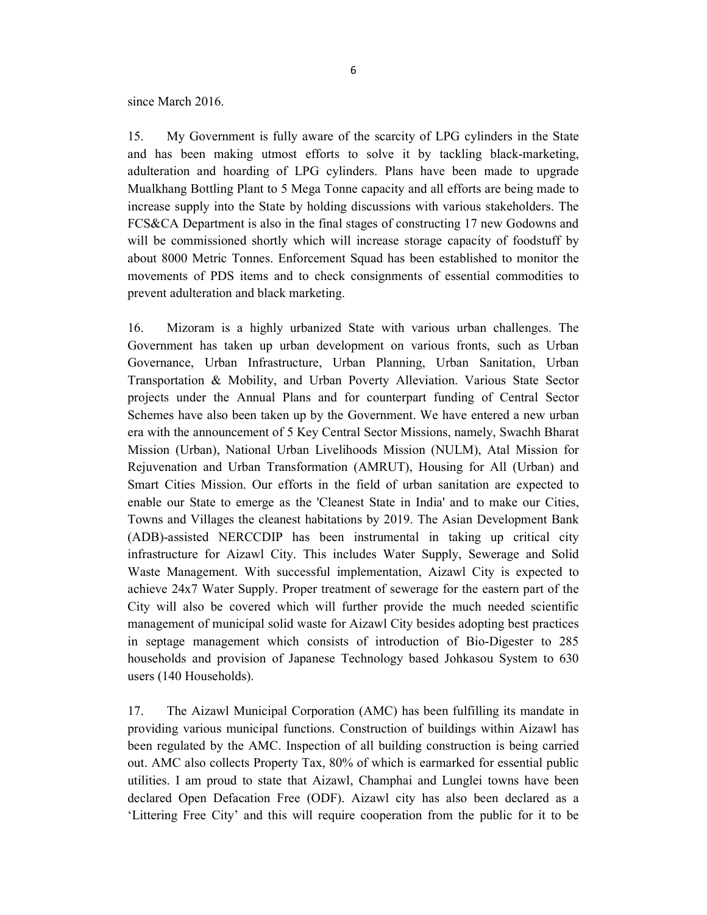since March 2016.

15. My Government is fully aware of the scarcity of LPG cylinders in the State and has been making utmost efforts to solve it by tackling black-marketing, adulteration and hoarding of LPG cylinders. Plans have been made to upgrade Mualkhang Bottling Plant to 5 Mega Tonne capacity and all efforts are being made to increase supply into the State by holding discussions with various stakeholders. The FCS&CA Department is also in the final stages of constructing 17 new Godowns and will be commissioned shortly which will increase storage capacity of foodstuff by about 8000 Metric Tonnes. Enforcement Squad has been established to monitor the movements of PDS items and to check consignments of essential commodities to prevent adulteration and black marketing.

16. Mizoram is a highly urbanized State with various urban challenges. The Government has taken up urban development on various fronts, such as Urban Governance, Urban Infrastructure, Urban Planning, Urban Sanitation, Urban Transportation & Mobility, and Urban Poverty Alleviation. Various State Sector projects under the Annual Plans and for counterpart funding of Central Sector Schemes have also been taken up by the Government. We have entered a new urban era with the announcement of 5 Key Central Sector Missions, namely, Swachh Bharat Mission (Urban), National Urban Livelihoods Mission (NULM), Atal Mission for Rejuvenation and Urban Transformation (AMRUT), Housing for All (Urban) and Smart Cities Mission. Our efforts in the field of urban sanitation are expected to enable our State to emerge as the 'Cleanest State in India' and to make our Cities, Towns and Villages the cleanest habitations by 2019. The Asian Development Bank (ADB)-assisted NERCCDIP has been instrumental in taking up critical city infrastructure for Aizawl City. This includes Water Supply, Sewerage and Solid Waste Management. With successful implementation, Aizawl City is expected to achieve 24x7 Water Supply. Proper treatment of sewerage for the eastern part of the City will also be covered which will further provide the much needed scientific management of municipal solid waste for Aizawl City besides adopting best practices in septage management which consists of introduction of Bio-Digester to 285 households and provision of Japanese Technology based Johkasou System to 630 users (140 Households).

17. The Aizawl Municipal Corporation (AMC) has been fulfilling its mandate in providing various municipal functions. Construction of buildings within Aizawl has been regulated by the AMC. Inspection of all building construction is being carried out. AMC also collects Property Tax, 80% of which is earmarked for essential public utilities. I am proud to state that Aizawl, Champhai and Lunglei towns have been declared Open Defacation Free (ODF). Aizawl city has also been declared as a 'Littering Free City' and this will require cooperation from the public for it to be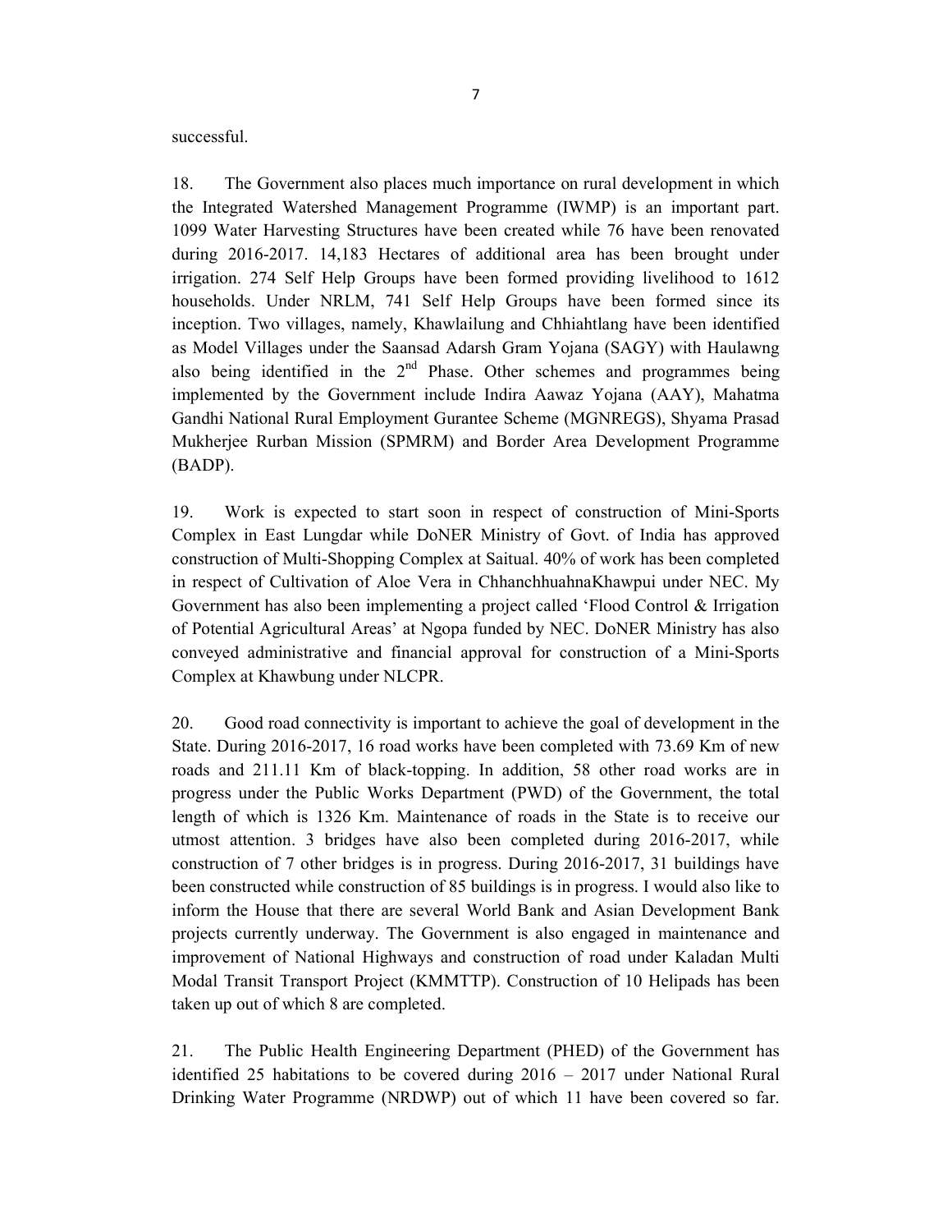successful.

18. The Government also places much importance on rural development in which the Integrated Watershed Management Programme (IWMP) is an important part. 1099 Water Harvesting Structures have been created while 76 have been renovated during 2016-2017. 14,183 Hectares of additional area has been brought under irrigation. 274 Self Help Groups have been formed providing livelihood to 1612 households. Under NRLM, 741 Self Help Groups have been formed since its inception. Two villages, namely, Khawlailung and Chhiahtlang have been identified as Model Villages under the Saansad Adarsh Gram Yojana (SAGY) with Haulawng also being identified in the 2nd Phase. Other schemes and programmes being implemented by the Government include Indira Aawaz Yojana (AAY), Mahatma Gandhi National Rural Employment Gurantee Scheme (MGNREGS), Shyama Prasad Mukherjee Rurban Mission (SPMRM) and Border Area Development Programme (BADP).

19. Work is expected to start soon in respect of construction of Mini-Sports Complex in East Lungdar while DoNER Ministry of Govt. of India has approved construction of Multi-Shopping Complex at Saitual. 40% of work has been completed in respect of Cultivation of Aloe Vera in ChhanchhuahnaKhawpui under NEC. My Government has also been implementing a project called 'Flood Control & Irrigation of Potential Agricultural Areas' at Ngopa funded by NEC. DoNER Ministry has also conveyed administrative and financial approval for construction of a Mini-Sports Complex at Khawbung under NLCPR.

20. Good road connectivity is important to achieve the goal of development in the State. During 2016-2017, 16 road works have been completed with 73.69 Km of new roads and 211.11 Km of black-topping. In addition, 58 other road works are in progress under the Public Works Department (PWD) of the Government, the total length of which is 1326 Km. Maintenance of roads in the State is to receive our utmost attention. 3 bridges have also been completed during 2016-2017, while construction of 7 other bridges is in progress. During 2016-2017, 31 buildings have been constructed while construction of 85 buildings is in progress. I would also like to inform the House that there are several World Bank and Asian Development Bank projects currently underway. The Government is also engaged in maintenance and improvement of National Highways and construction of road under Kaladan Multi Modal Transit Transport Project (KMMTTP). Construction of 10 Helipads has been taken up out of which 8 are completed.

21. The Public Health Engineering Department (PHED) of the Government has identified 25 habitations to be covered during 2016 – 2017 under National Rural Drinking Water Programme (NRDWP) out of which 11 have been covered so far.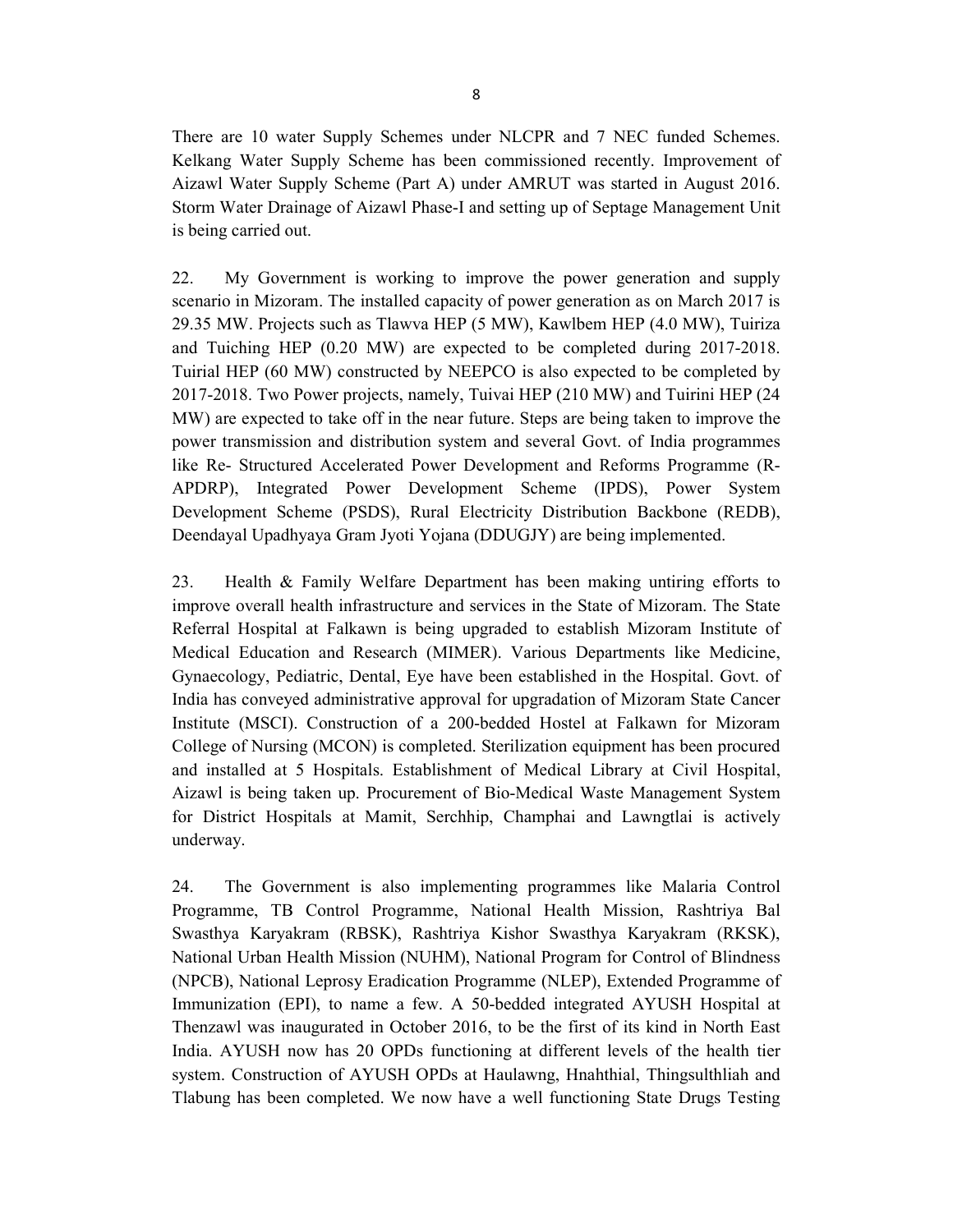There are 10 water Supply Schemes under NLCPR and 7 NEC funded Schemes. Kelkang Water Supply Scheme has been commissioned recently. Improvement of Aizawl Water Supply Scheme (Part A) under AMRUT was started in August 2016. Storm Water Drainage of Aizawl Phase-I and setting up of Septage Management Unit is being carried out.

22. My Government is working to improve the power generation and supply scenario in Mizoram. The installed capacity of power generation as on March 2017 is 29.35 MW. Projects such as Tlawva HEP (5 MW), Kawlbem HEP (4.0 MW), Tuiriza and Tuiching HEP (0.20 MW) are expected to be completed during 2017-2018. Tuirial HEP (60 MW) constructed by NEEPCO is also expected to be completed by 2017-2018. Two Power projects, namely, Tuivai HEP (210 MW) and Tuirini HEP (24 MW) are expected to take off in the near future. Steps are being taken to improve the power transmission and distribution system and several Govt. of India programmes like Re- Structured Accelerated Power Development and Reforms Programme (R-APDRP), Integrated Power Development Scheme (IPDS), Power System Development Scheme (PSDS), Rural Electricity Distribution Backbone (REDB), Deendayal Upadhyaya Gram Jyoti Yojana (DDUGJY) are being implemented.

23. Health & Family Welfare Department has been making untiring efforts to improve overall health infrastructure and services in the State of Mizoram. The State Referral Hospital at Falkawn is being upgraded to establish Mizoram Institute of Medical Education and Research (MIMER). Various Departments like Medicine, Gynaecology, Pediatric, Dental, Eye have been established in the Hospital. Govt. of India has conveyed administrative approval for upgradation of Mizoram State Cancer Institute (MSCI). Construction of a 200-bedded Hostel at Falkawn for Mizoram College of Nursing (MCON) is completed. Sterilization equipment has been procured and installed at 5 Hospitals. Establishment of Medical Library at Civil Hospital, Aizawl is being taken up. Procurement of Bio-Medical Waste Management System for District Hospitals at Mamit, Serchhip, Champhai and Lawngtlai is actively underway.

24. The Government is also implementing programmes like Malaria Control Programme, TB Control Programme, National Health Mission, Rashtriya Bal Swasthya Karyakram (RBSK), Rashtriya Kishor Swasthya Karyakram (RKSK), National Urban Health Mission (NUHM), National Program for Control of Blindness (NPCB), National Leprosy Eradication Programme (NLEP), Extended Programme of Immunization (EPI), to name a few. A 50-bedded integrated AYUSH Hospital at Thenzawl was inaugurated in October 2016, to be the first of its kind in North East India. AYUSH now has 20 OPDs functioning at different levels of the health tier system. Construction of AYUSH OPDs at Haulawng, Hnahthial, Thingsulthliah and Tlabung has been completed. We now have a well functioning State Drugs Testing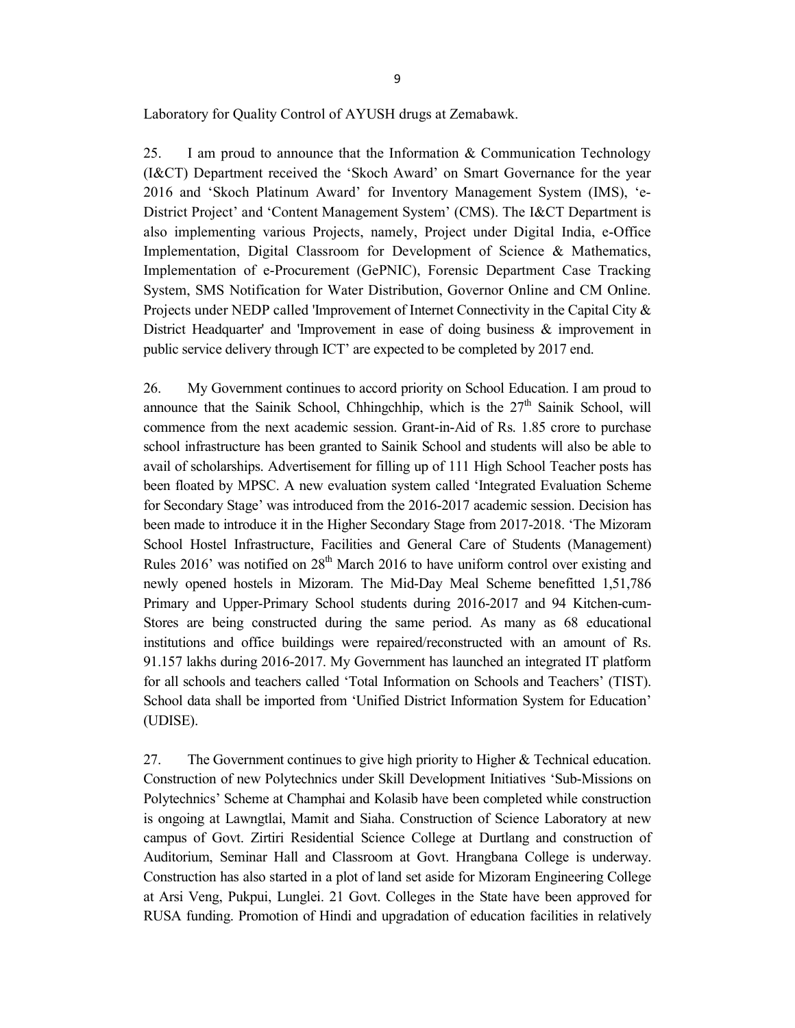Laboratory for Quality Control of AYUSH drugs at Zemabawk.

25. I am proud to announce that the Information & Communication Technology (I&CT) Department received the 'Skoch Award' on Smart Governance for the year 2016 and 'Skoch Platinum Award' for Inventory Management System (IMS), 'e-District Project' and 'Content Management System' (CMS). The I&CT Department is also implementing various Projects, namely, Project under Digital India, e-Office Implementation, Digital Classroom for Development of Science & Mathematics, Implementation of e-Procurement (GePNIC), Forensic Department Case Tracking System, SMS Notification for Water Distribution, Governor Online and CM Online. Projects under NEDP called 'Improvement of Internet Connectivity in the Capital City & District Headquarter' and 'Improvement in ease of doing business & improvement in public service delivery through ICT' are expected to be completed by 2017 end.

26. My Government continues to accord priority on School Education. I am proud to announce that the Sainik School, Chhingchhip, which is the 27th Sainik School, will commence from the next academic session. Grant-in-Aid of Rs. 1.85 crore to purchase school infrastructure has been granted to Sainik School and students will also be able to avail of scholarships. Advertisement for filling up of 111 High School Teacher posts has been floated by MPSC. A new evaluation system called 'Integrated Evaluation Scheme for Secondary Stage' was introduced from the 2016-2017 academic session. Decision has been made to introduce it in the Higher Secondary Stage from 2017-2018. 'The Mizoram School Hostel Infrastructure, Facilities and General Care of Students (Management) Rules 2016' was notified on 28th March 2016 to have uniform control over existing and newly opened hostels in Mizoram. The Mid-Day Meal Scheme benefitted 1,51,786 Primary and Upper-Primary School students during 2016-2017 and 94 Kitchen-cum-Stores are being constructed during the same period. As many as 68 educational institutions and office buildings were repaired/reconstructed with an amount of Rs. 91.157 lakhs during 2016-2017. My Government has launched an integrated IT platform for all schools and teachers called 'Total Information on Schools and Teachers' (TIST). School data shall be imported from 'Unified District Information System for Education' (UDISE).

27. The Government continues to give high priority to Higher & Technical education. Construction of new Polytechnics under Skill Development Initiatives 'Sub-Missions on Polytechnics' Scheme at Champhai and Kolasib have been completed while construction is ongoing at Lawngtlai, Mamit and Siaha. Construction of Science Laboratory at new campus of Govt. Zirtiri Residential Science College at Durtlang and construction of Auditorium, Seminar Hall and Classroom at Govt. Hrangbana College is underway. Construction has also started in a plot of land set aside for Mizoram Engineering College at Arsi Veng, Pukpui, Lunglei. 21 Govt. Colleges in the State have been approved for RUSA funding. Promotion of Hindi and upgradation of education facilities in relatively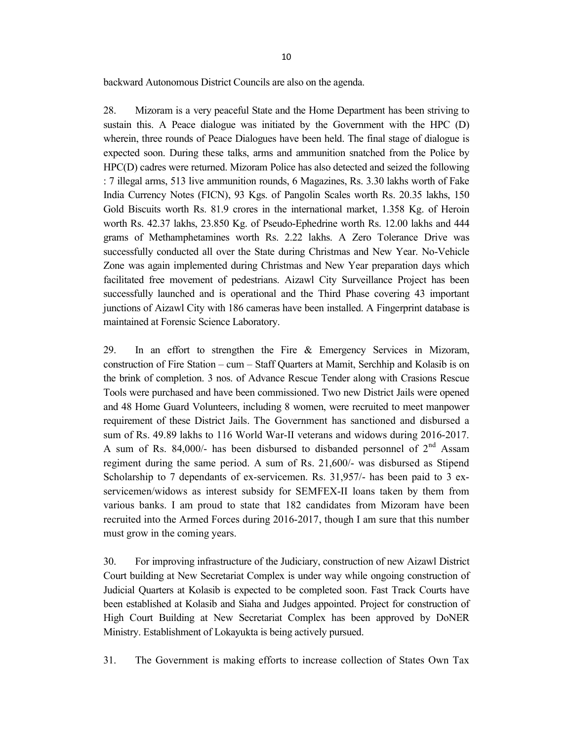backward Autonomous District Councils are also on the agenda.

28. Mizoram is a very peaceful State and the Home Department has been striving to sustain this. A Peace dialogue was initiated by the Government with the HPC (D) wherein, three rounds of Peace Dialogues have been held. The final stage of dialogue is expected soon. During these talks, arms and ammunition snatched from the Police by HPC(D) cadres were returned. Mizoram Police has also detected and seized the following : 7 illegal arms, 513 live ammunition rounds, 6 Magazines, Rs. 3.30 lakhs worth of Fake India Currency Notes (FICN), 93 Kgs. of Pangolin Scales worth Rs. 20.35 lakhs, 150 Gold Biscuits worth Rs. 81.9 crores in the international market, 1.358 Kg. of Heroin worth Rs. 42.37 lakhs, 23.850 Kg. of Pseudo-Ephedrine worth Rs. 12.00 lakhs and 444 grams of Methamphetamines worth Rs. 2.22 lakhs. A Zero Tolerance Drive was successfully conducted all over the State during Christmas and New Year. No-Vehicle Zone was again implemented during Christmas and New Year preparation days which facilitated free movement of pedestrians. Aizawl City Surveillance Project has been successfully launched and is operational and the Third Phase covering 43 important junctions of Aizawl City with 186 cameras have been installed. A Fingerprint database is maintained at Forensic Science Laboratory.

29. In an effort to strengthen the Fire & Emergency Services in Mizoram, construction of Fire Station – cum – Staff Quarters at Mamit, Serchhip and Kolasib is on the brink of completion. 3 nos. of Advance Rescue Tender along with Crasions Rescue Tools were purchased and have been commissioned. Two new District Jails were opened and 48 Home Guard Volunteers, including 8 women, were recruited to meet manpower requirement of these District Jails. The Government has sanctioned and disbursed a sum of Rs. 49.89 lakhs to 116 World War-II veterans and widows during 2016-2017. A sum of Rs. 84,000/- has been disbursed to disbanded personnel of 2nd Assam regiment during the same period. A sum of Rs. 21,600/- was disbursed as Stipend Scholarship to 7 dependants of ex-servicemen. Rs. 31,957/- has been paid to 3 ex-servicemen/widows as interest subsidy for SEMFEX-II loans taken by them from various banks. I am proud to state that 182 candidates from Mizoram have been recruited into the Armed Forces during 2016-2017, though I am sure that this number must grow in the coming years.

30. For improving infrastructure of the Judiciary, construction of new Aizawl District Court building at New Secretariat Complex is under way while ongoing construction of Judicial Quarters at Kolasib is expected to be completed soon. Fast Track Courts have been established at Kolasib and Siaha and Judges appointed. Project for construction of High Court Building at New Secretariat Complex has been approved by DoNER Ministry. Establishment of Lokayukta is being actively pursued.

31. The Government is making efforts to increase collection of States Own Tax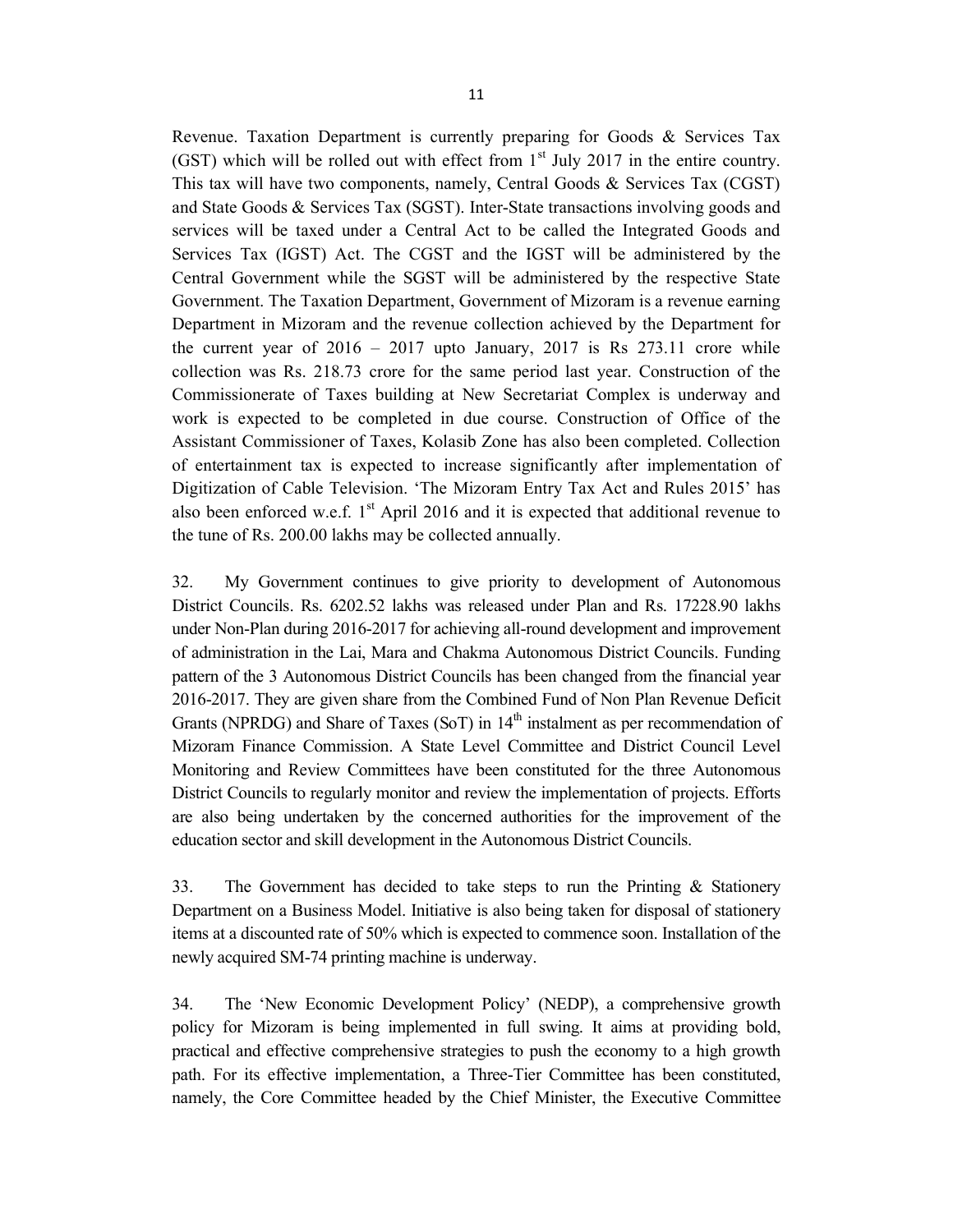Revenue. Taxation Department is currently preparing for Goods & Services Tax (GST) which will be rolled out with effect from 1st July 2017 in the entire country. This tax will have two components, namely, Central Goods & Services Tax (CGST) and State Goods & Services Tax (SGST). Inter-State transactions involving goods and services will be taxed under a Central Act to be called the Integrated Goods and Services Tax (IGST) Act. The CGST and the IGST will be administered by the Central Government while the SGST will be administered by the respective State Government. The Taxation Department, Government of Mizoram is a revenue earning Department in Mizoram and the revenue collection achieved by the Department for the current year of 2016 – 2017 upto January, 2017 is Rs 273.11 crore while collection was Rs. 218.73 crore for the same period last year. Construction of the Commissionerate of Taxes building at New Secretariat Complex is underway and work is expected to be completed in due course. Construction of Office of the Assistant Commissioner of Taxes, Kolasib Zone has also been completed. Collection of entertainment tax is expected to increase significantly after implementation of Digitization of Cable Television. 'The Mizoram Entry Tax Act and Rules 2015' has also been enforced w.e.f. 1st April 2016 and it is expected that additional revenue to the tune of Rs. 200.00 lakhs may be collected annually.

32. My Government continues to give priority to development of Autonomous District Councils. Rs. 6202.52 lakhs was released under Plan and Rs. 17228.90 lakhs under Non-Plan during 2016-2017 for achieving all-round development and improvement of administration in the Lai, Mara and Chakma Autonomous District Councils. Funding pattern of the 3 Autonomous District Councils has been changed from the financial year 2016-2017. They are given share from the Combined Fund of Non Plan Revenue Deficit Grants (NPRDG) and Share of Taxes (SoT) in 14th instalment as per recommendation of Mizoram Finance Commission. A State Level Committee and District Council Level Monitoring and Review Committees have been constituted for the three Autonomous District Councils to regularly monitor and review the implementation of projects. Efforts are also being undertaken by the concerned authorities for the improvement of the education sector and skill development in the Autonomous District Councils.

33. The Government has decided to take steps to run the Printing & Stationery Department on a Business Model. Initiative is also being taken for disposal of stationery items at a discounted rate of 50% which is expected to commence soon. Installation of the newly acquired SM-74 printing machine is underway.

34. The 'New Economic Development Policy' (NEDP), a comprehensive growth policy for Mizoram is being implemented in full swing. It aims at providing bold, practical and effective comprehensive strategies to push the economy to a high growth path. For its effective implementation, a Three-Tier Committee has been constituted, namely, the Core Committee headed by the Chief Minister, the Executive Committee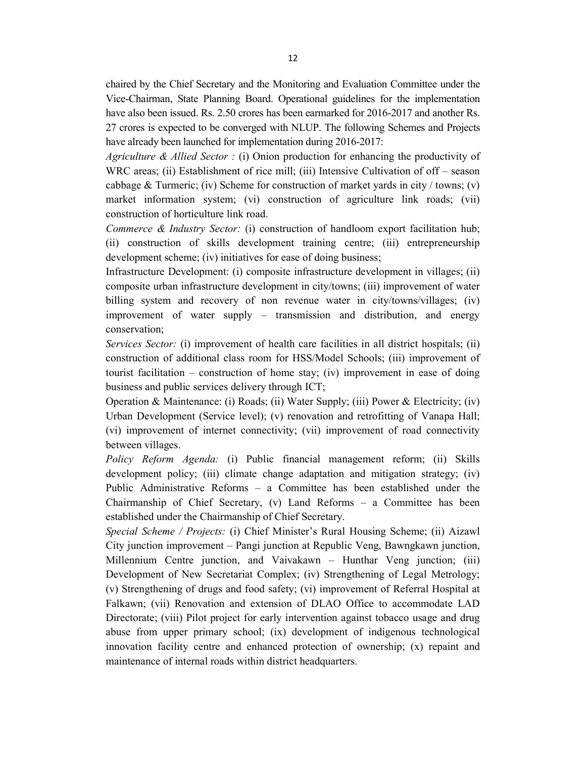chaired by the Chief Secretary and the Monitoring and Evaluation Committee under the Vice-Chairman, State Planning Board. Operational guidelines for the implementation have also been issued. Rs. 2.50 crores has been earmarked for 2016-2017 and another Rs. 27 crores is expected to be converged with NLUP. The following Schemes and Projects have already been launched for implementation during 2016-2017:

*Agriculture & Allied Sector :* (i) Onion production for enhancing the productivity of WRC areas; (ii) Establishment of rice mill; (iii) Intensive Cultivation of off – season cabbage & Turmeric; (iv) Scheme for construction of market yards in city / towns; (v) market information system; (vi) construction of agriculture link roads; (vii) construction of horticulture link road.

*Commerce & Industry Sector:* (i) construction of handloom export facilitation hub; (ii) construction of skills development training centre; (iii) entrepreneurship development scheme; (iv) initiatives for ease of doing business;

Infrastructure Development: (i) composite infrastructure development in villages; (ii) composite urban infrastructure development in city/towns; (iii) improvement of water billing system and recovery of non revenue water in city/towns/villages; (iv) improvement of water supply – transmission and distribution, and energy conservation;

*Services Sector:* (i) improvement of health care facilities in all district hospitals; (ii) construction of additional class room for HSS/Model Schools; (iii) improvement of tourist facilitation – construction of home stay; (iv) improvement in ease of doing business and public services delivery through ICT;

Operation & Maintenance: (i) Roads; (ii) Water Supply; (iii) Power & Electricity; (iv) Urban Development (Service level); (v) renovation and retrofitting of Vanapa Hall; (vi) improvement of internet connectivity; (vii) improvement of road connectivity between villages.

*Policy Reform Agenda:* (i) Public financial management reform; (ii) Skills development policy; (iii) climate change adaptation and mitigation strategy; (iv) Public Administrative Reforms – a Committee has been established under the Chairmanship of Chief Secretary, (v) Land Reforms – a Committee has been established under the Chairmanship of Chief Secretary.

*Special Scheme / Projects:* (i) Chief Minister's Rural Housing Scheme; (ii) Aizawl City junction improvement – Pangi junction at Republic Veng, Bawngkawn junction, Millennium Centre junction, and Vaivakawn – Hunthar Veng junction; (iii) Development of New Secretariat Complex; (iv) Strengthening of Legal Metrology; (v) Strengthening of drugs and food safety; (vi) improvement of Referral Hospital at Falkawn; (vii) Renovation and extension of DLAO Office to accommodate LAD Directorate; (viii) Pilot project for early intervention against tobacco usage and drug abuse from upper primary school; (ix) development of indigenous technological innovation facility centre and enhanced protection of ownership; (x) repaint and maintenance of internal roads within district headquarters.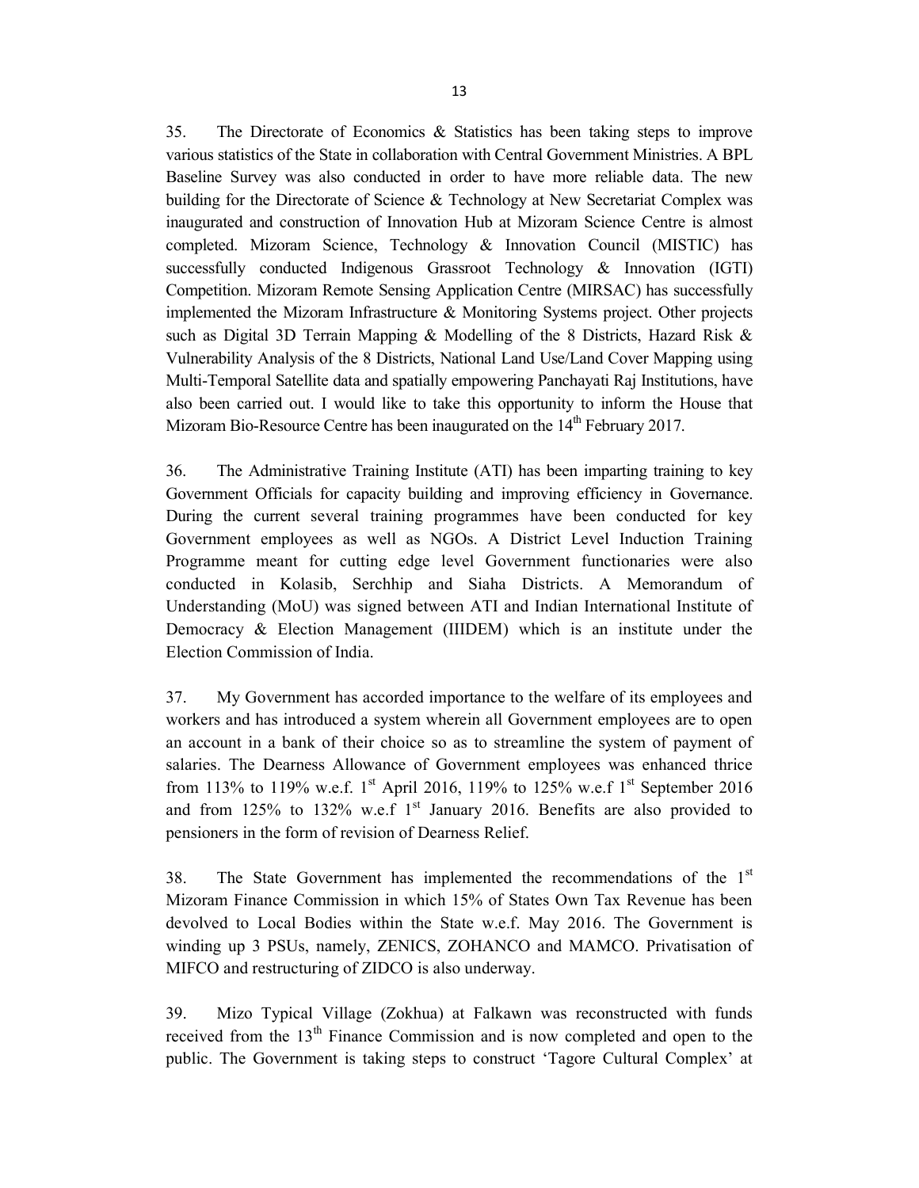35. The Directorate of Economics & Statistics has been taking steps to improve various statistics of the State in collaboration with Central Government Ministries. A BPL Baseline Survey was also conducted in order to have more reliable data. The new building for the Directorate of Science & Technology at New Secretariat Complex was inaugurated and construction of Innovation Hub at Mizoram Science Centre is almost completed. Mizoram Science, Technology & Innovation Council (MISTIC) has successfully conducted Indigenous Grassroot Technology & Innovation (IGTI) Competition. Mizoram Remote Sensing Application Centre (MIRSAC) has successfully implemented the Mizoram Infrastructure & Monitoring Systems project. Other projects such as Digital 3D Terrain Mapping & Modelling of the 8 Districts, Hazard Risk & Vulnerability Analysis of the 8 Districts, National Land Use/Land Cover Mapping using Multi-Temporal Satellite data and spatially empowering Panchayati Raj Institutions, have also been carried out. I would like to take this opportunity to inform the House that Mizoram Bio-Resource Centre has been inaugurated on the 14th February 2017.

36. The Administrative Training Institute (ATI) has been imparting training to key Government Officials for capacity building and improving efficiency in Governance. During the current several training programmes have been conducted for key Government employees as well as NGOs. A District Level Induction Training Programme meant for cutting edge level Government functionaries were also conducted in Kolasib, Serchhip and Siaha Districts. A Memorandum of Understanding (MoU) was signed between ATI and Indian International Institute of Democracy & Election Management (IIIDEM) which is an institute under the Election Commission of India.

37. My Government has accorded importance to the welfare of its employees and workers and has introduced a system wherein all Government employees are to open an account in a bank of their choice so as to streamline the system of payment of salaries. The Dearness Allowance of Government employees was enhanced thrice from 113% to 119% w.e.f. 1st April 2016, 119% to 125% w.e.f 1st September 2016 and from 125% to 132% w.e.f 1st January 2016. Benefits are also provided to pensioners in the form of revision of Dearness Relief.

38. The State Government has implemented the recommendations of the 1st Mizoram Finance Commission in which 15% of States Own Tax Revenue has been devolved to Local Bodies within the State w.e.f. May 2016. The Government is winding up 3 PSUs, namely, ZENICS, ZOHANCO and MAMCO. Privatisation of MIFCO and restructuring of ZIDCO is also underway.

39. Mizo Typical Village (Zokhua) at Falkawn was reconstructed with funds received from the 13th Finance Commission and is now completed and open to the public. The Government is taking steps to construct 'Tagore Cultural Complex' at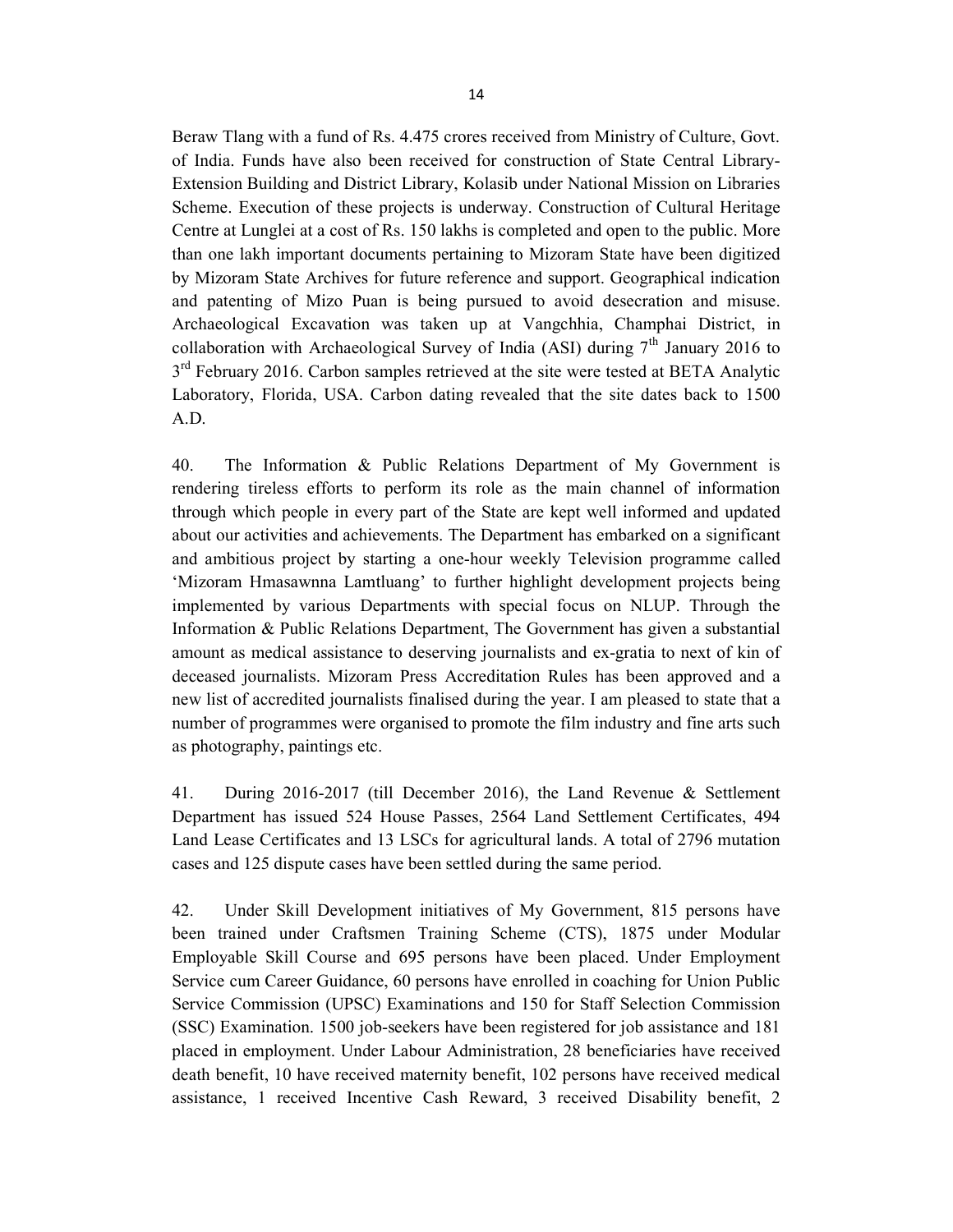Beraw Tlang with a fund of Rs. 4.475 crores received from Ministry of Culture, Govt. of India. Funds have also been received for construction of State Central Library-Extension Building and District Library, Kolasib under National Mission on Libraries Scheme. Execution of these projects is underway. Construction of Cultural Heritage Centre at Lunglei at a cost of Rs. 150 lakhs is completed and open to the public. More than one lakh important documents pertaining to Mizoram State have been digitized by Mizoram State Archives for future reference and support. Geographical indication and patenting of Mizo Puan is being pursued to avoid desecration and misuse. Archaeological Excavation was taken up at Vangchhia, Champhai District, in collaboration with Archaeological Survey of India (ASI) during 7th January 2016 to 3rd February 2016. Carbon samples retrieved at the site were tested at BETA Analytic Laboratory, Florida, USA. Carbon dating revealed that the site dates back to 1500 A.D.

40. The Information & Public Relations Department of My Government is rendering tireless efforts to perform its role as the main channel of information through which people in every part of the State are kept well informed and updated about our activities and achievements. The Department has embarked on a significant and ambitious project by starting a one-hour weekly Television programme called 'Mizoram Hmasawnna Lamtluang' to further highlight development projects being implemented by various Departments with special focus on NLUP. Through the Information & Public Relations Department, The Government has given a substantial amount as medical assistance to deserving journalists and ex-gratia to next of kin of deceased journalists. Mizoram Press Accreditation Rules has been approved and a new list of accredited journalists finalised during the year. I am pleased to state that a number of programmes were organised to promote the film industry and fine arts such as photography, paintings etc.

41. During 2016-2017 (till December 2016), the Land Revenue & Settlement Department has issued 524 House Passes, 2564 Land Settlement Certificates, 494 Land Lease Certificates and 13 LSCs for agricultural lands. A total of 2796 mutation cases and 125 dispute cases have been settled during the same period.

42. Under Skill Development initiatives of My Government, 815 persons have been trained under Craftsmen Training Scheme (CTS), 1875 under Modular Employable Skill Course and 695 persons have been placed. Under Employment Service cum Career Guidance, 60 persons have enrolled in coaching for Union Public Service Commission (UPSC) Examinations and 150 for Staff Selection Commission (SSC) Examination. 1500 job-seekers have been registered for job assistance and 181 placed in employment. Under Labour Administration, 28 beneficiaries have received death benefit, 10 have received maternity benefit, 102 persons have received medical assistance, 1 received Incentive Cash Reward, 3 received Disability benefit, 2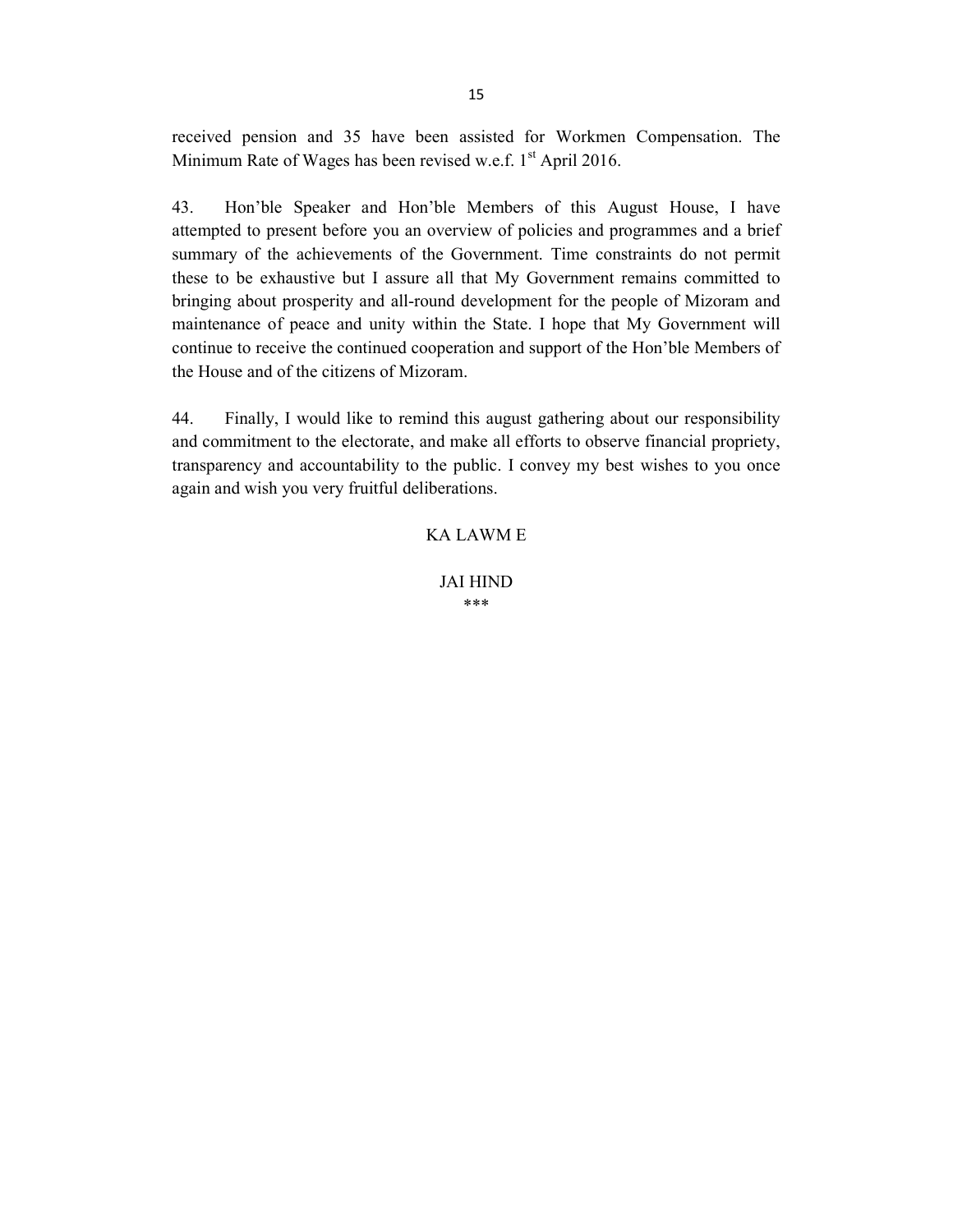received pension and 35 have been assisted for Workmen Compensation. The Minimum Rate of Wages has been revised w.e.f. 1st April 2016.

43. Hon'ble Speaker and Hon'ble Members of this August House, I have attempted to present before you an overview of policies and programmes and a brief summary of the achievements of the Government. Time constraints do not permit these to be exhaustive but I assure all that My Government remains committed to bringing about prosperity and all-round development for the people of Mizoram and maintenance of peace and unity within the State. I hope that My Government will continue to receive the continued cooperation and support of the Hon'ble Members of the House and of the citizens of Mizoram.

44. Finally, I would like to remind this august gathering about our responsibility and commitment to the electorate, and make all efforts to observe financial propriety, transparency and accountability to the public. I convey my best wishes to you once again and wish you very fruitful deliberations.

KA LAWM E

JAI HIND

***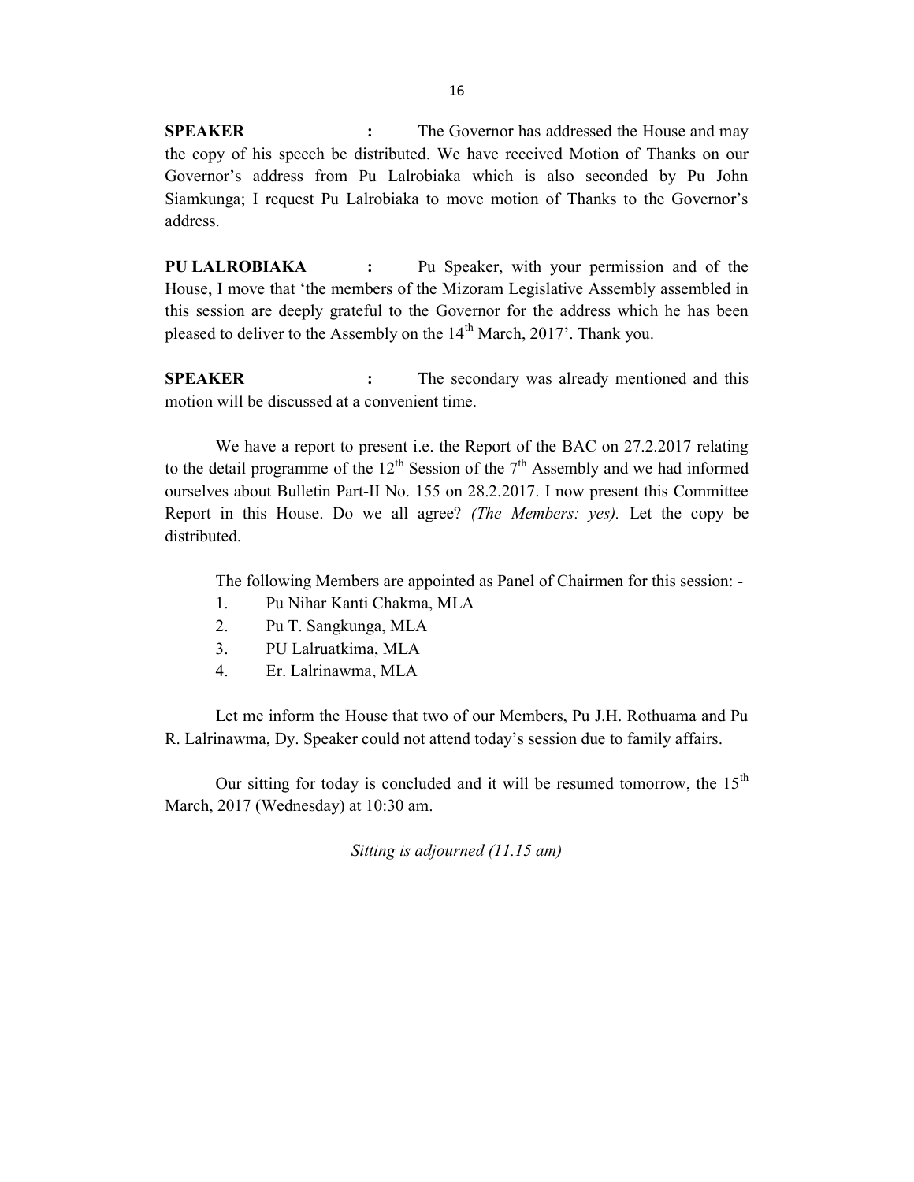**SPEAKER** : The Governor has addressed the House and may the copy of his speech be distributed. We have received Motion of Thanks on our Governor's address from Pu Lalrobiaka which is also seconded by Pu John Siamkunga; I request Pu Lalrobiaka to move motion of Thanks to the Governor's address.

**PU LALROBIAKA** : Pu Speaker, with your permission and of the House, I move that 'the members of the Mizoram Legislative Assembly assembled in this session are deeply grateful to the Governor for the address which he has been pleased to deliver to the Assembly on the 14th March, 2017'. Thank you.

**SPEAKER** : The secondary was already mentioned and this motion will be discussed at a convenient time.

We have a report to present i.e. the Report of the BAC on 27.2.2017 relating to the detail programme of the 12th Session of the 7th Assembly and we had informed ourselves about Bulletin Part-II No. 155 on 28.2.2017. I now present this Committee Report in this House. Do we all agree? *(The Members: yes).* Let the copy be distributed.

The following Members are appointed as Panel of Chairmen for this session: -

1. Pu Nihar Kanti Chakma, MLA
2. Pu T. Sangkunga, MLA
3. PU Lalruatkima, MLA
4. Er. Lalrinawma, MLA

Let me inform the House that two of our Members, Pu J.H. Rothuama and Pu R. Lalrinawma, Dy. Speaker could not attend today's session due to family affairs.

Our sitting for today is concluded and it will be resumed tomorrow, the 15th March, 2017 (Wednesday) at 10:30 am.

*Sitting is adjourned (11.15 am)*